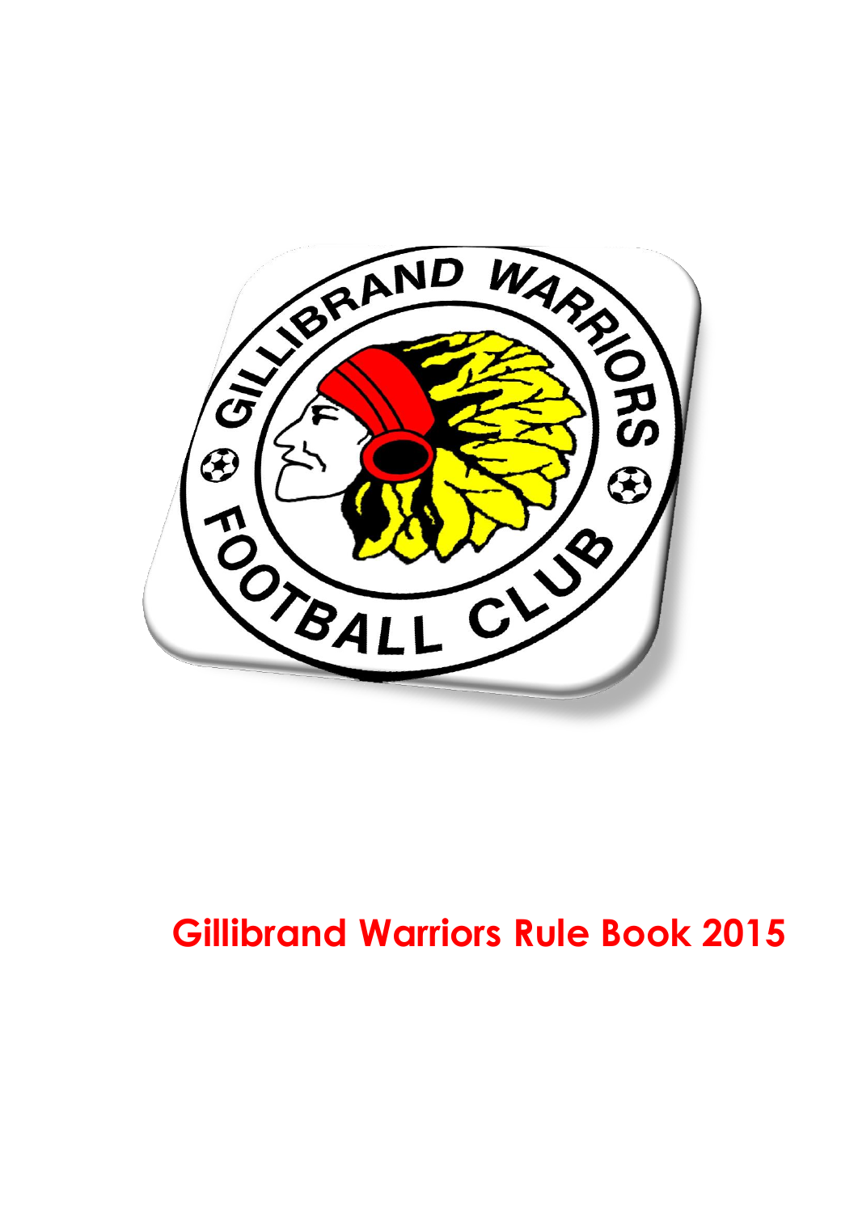# Gillibrand Warriors Rule Book 2015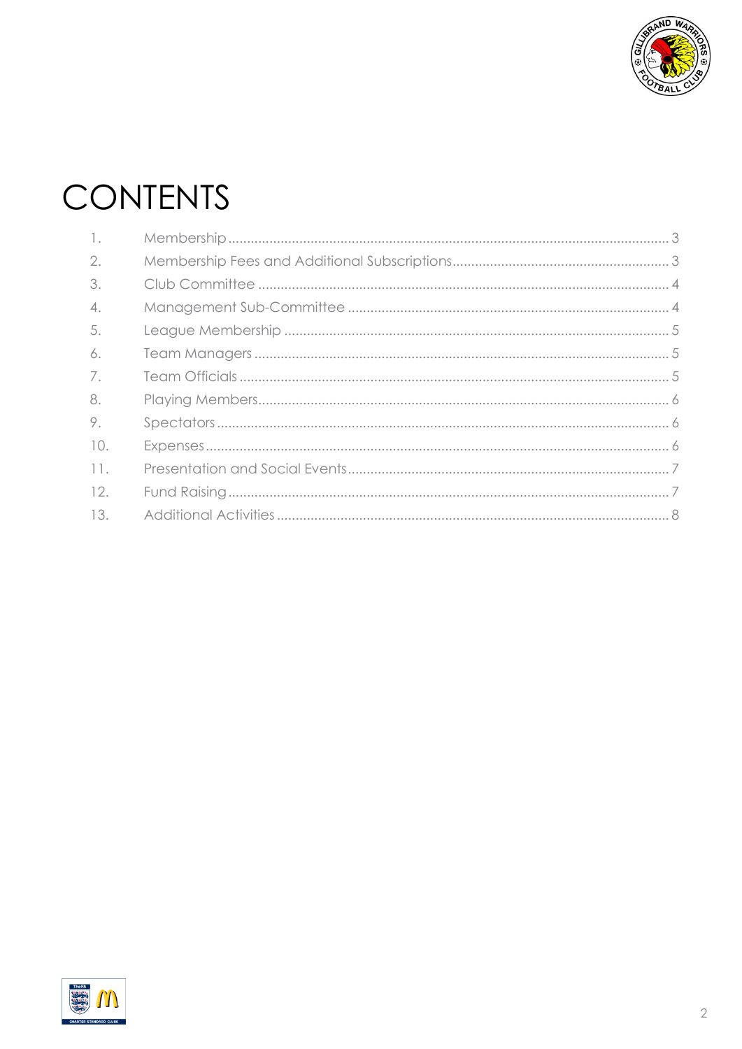# CONTENTS

1. Membership .......... 3
2. Membership Fees and Additional Subscriptions .......... 3
3. Club Committee .......... 4
4. Management Sub-Committee .......... 4
5. League Membership .......... 5
6. Team Managers .......... 5
7. Team Officials .......... 5
8. Playing Members .......... 6
9. Spectators .......... 6
10. Expenses .......... 6
11. Presentation and Social Events .......... 7
12. Fund Raising .......... 7
13. Additional Activities .......... 8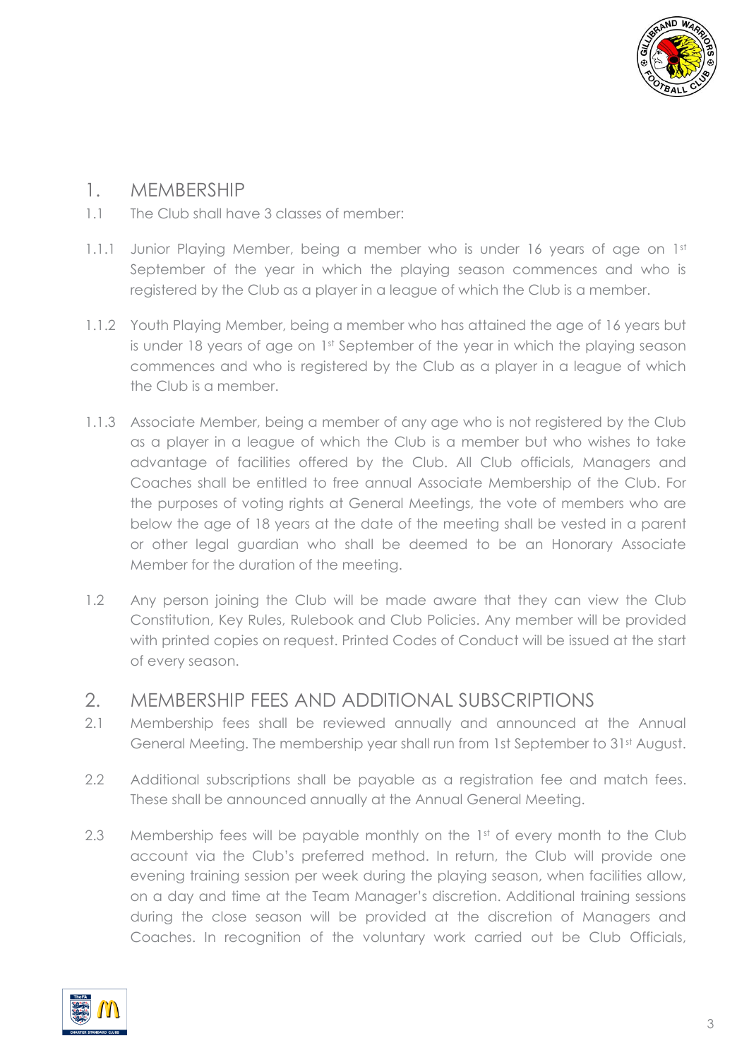## 1. MEMBERSHIP

1.1 The Club shall have 3 classes of member:

1.1.1 Junior Playing Member, being a member who is under 16 years of age on 1st September of the year in which the playing season commences and who is registered by the Club as a player in a league of which the Club is a member.

1.1.2 Youth Playing Member, being a member who has attained the age of 16 years but is under 18 years of age on 1st September of the year in which the playing season commences and who is registered by the Club as a player in a league of which the Club is a member.

1.1.3 Associate Member, being a member of any age who is not registered by the Club as a player in a league of which the Club is a member but who wishes to take advantage of facilities offered by the Club. All Club officials, Managers and Coaches shall be entitled to free annual Associate Membership of the Club. For the purposes of voting rights at General Meetings, the vote of members who are below the age of 18 years at the date of the meeting shall be vested in a parent or other legal guardian who shall be deemed to be an Honorary Associate Member for the duration of the meeting.

1.2 Any person joining the Club will be made aware that they can view the Club Constitution, Key Rules, Rulebook and Club Policies. Any member will be provided with printed copies on request. Printed Codes of Conduct will be issued at the start of every season.

## 2. MEMBERSHIP FEES AND ADDITIONAL SUBSCRIPTIONS

2.1 Membership fees shall be reviewed annually and announced at the Annual General Meeting. The membership year shall run from 1st September to 31st August.

2.2 Additional subscriptions shall be payable as a registration fee and match fees. These shall be announced annually at the Annual General Meeting.

2.3 Membership fees will be payable monthly on the 1st of every month to the Club account via the Club's preferred method. In return, the Club will provide one evening training session per week during the playing season, when facilities allow, on a day and time at the Team Manager's discretion. Additional training sessions during the close season will be provided at the discretion of Managers and Coaches. In recognition of the voluntary work carried out be Club Officials,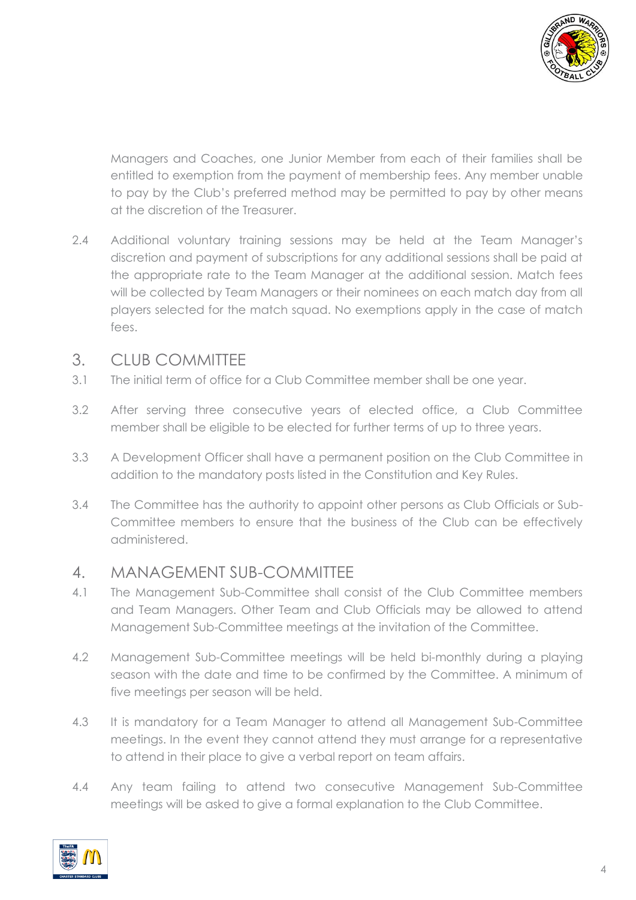Managers and Coaches, one Junior Member from each of their families shall be entitled to exemption from the payment of membership fees. Any member unable to pay by the Club's preferred method may be permitted to pay by other means at the discretion of the Treasurer.

2.4 Additional voluntary training sessions may be held at the Team Manager's discretion and payment of subscriptions for any additional sessions shall be paid at the appropriate rate to the Team Manager at the additional session. Match fees will be collected by Team Managers or their nominees on each match day from all players selected for the match squad. No exemptions apply in the case of match fees.

## 3. CLUB COMMITTEE

3.1 The initial term of office for a Club Committee member shall be one year.

3.2 After serving three consecutive years of elected office, a Club Committee member shall be eligible to be elected for further terms of up to three years.

3.3 A Development Officer shall have a permanent position on the Club Committee in addition to the mandatory posts listed in the Constitution and Key Rules.

3.4 The Committee has the authority to appoint other persons as Club Officials or Sub-Committee members to ensure that the business of the Club can be effectively administered.

## 4. MANAGEMENT SUB-COMMITTEE

4.1 The Management Sub-Committee shall consist of the Club Committee members and Team Managers. Other Team and Club Officials may be allowed to attend Management Sub-Committee meetings at the invitation of the Committee.

4.2 Management Sub-Committee meetings will be held bi-monthly during a playing season with the date and time to be confirmed by the Committee. A minimum of five meetings per season will be held.

4.3 It is mandatory for a Team Manager to attend all Management Sub-Committee meetings. In the event they cannot attend they must arrange for a representative to attend in their place to give a verbal report on team affairs.

4.4 Any team failing to attend two consecutive Management Sub-Committee meetings will be asked to give a formal explanation to the Club Committee.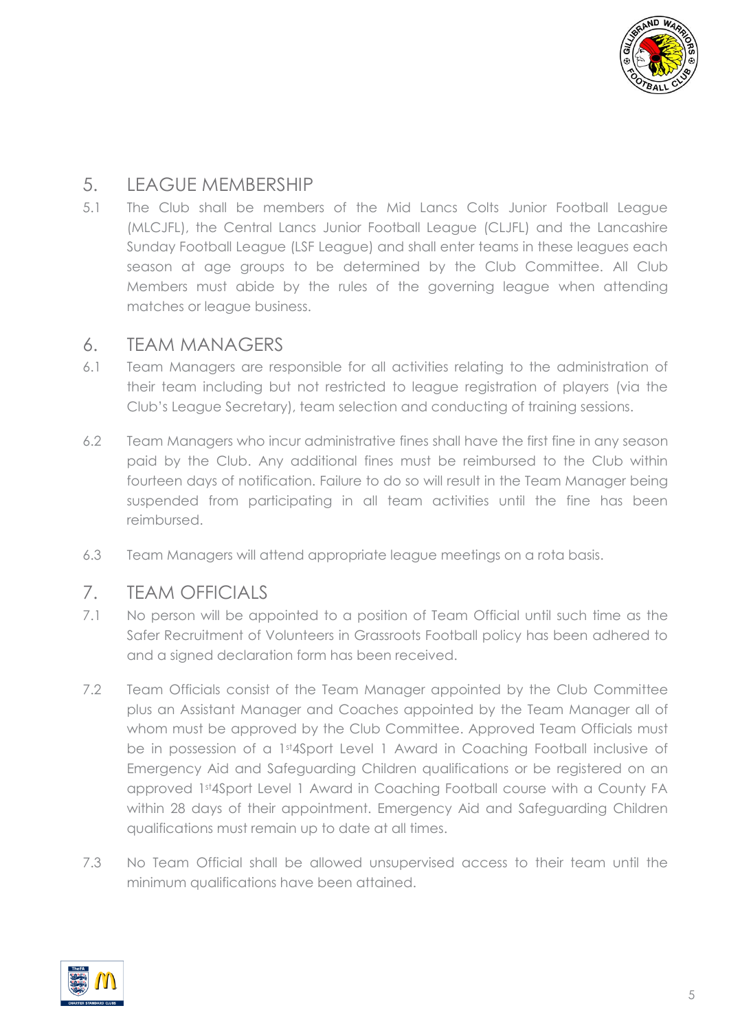## 5. LEAGUE MEMBERSHIP

5.1 The Club shall be members of the Mid Lancs Colts Junior Football League (MLCJFL), the Central Lancs Junior Football League (CLJFL) and the Lancashire Sunday Football League (LSF League) and shall enter teams in these leagues each season at age groups to be determined by the Club Committee. All Club Members must abide by the rules of the governing league when attending matches or league business.

## 6. TEAM MANAGERS

6.1 Team Managers are responsible for all activities relating to the administration of their team including but not restricted to league registration of players (via the Club's League Secretary), team selection and conducting of training sessions.

6.2 Team Managers who incur administrative fines shall have the first fine in any season paid by the Club. Any additional fines must be reimbursed to the Club within fourteen days of notification. Failure to do so will result in the Team Manager being suspended from participating in all team activities until the fine has been reimbursed.

6.3 Team Managers will attend appropriate league meetings on a rota basis.

## 7. TEAM OFFICIALS

7.1 No person will be appointed to a position of Team Official until such time as the Safer Recruitment of Volunteers in Grassroots Football policy has been adhered to and a signed declaration form has been received.

7.2 Team Officials consist of the Team Manager appointed by the Club Committee plus an Assistant Manager and Coaches appointed by the Team Manager all of whom must be approved by the Club Committee. Approved Team Officials must be in possession of a 1st4Sport Level 1 Award in Coaching Football inclusive of Emergency Aid and Safeguarding Children qualifications or be registered on an approved 1st4Sport Level 1 Award in Coaching Football course with a County FA within 28 days of their appointment. Emergency Aid and Safeguarding Children qualifications must remain up to date at all times.

7.3 No Team Official shall be allowed unsupervised access to their team until the minimum qualifications have been attained.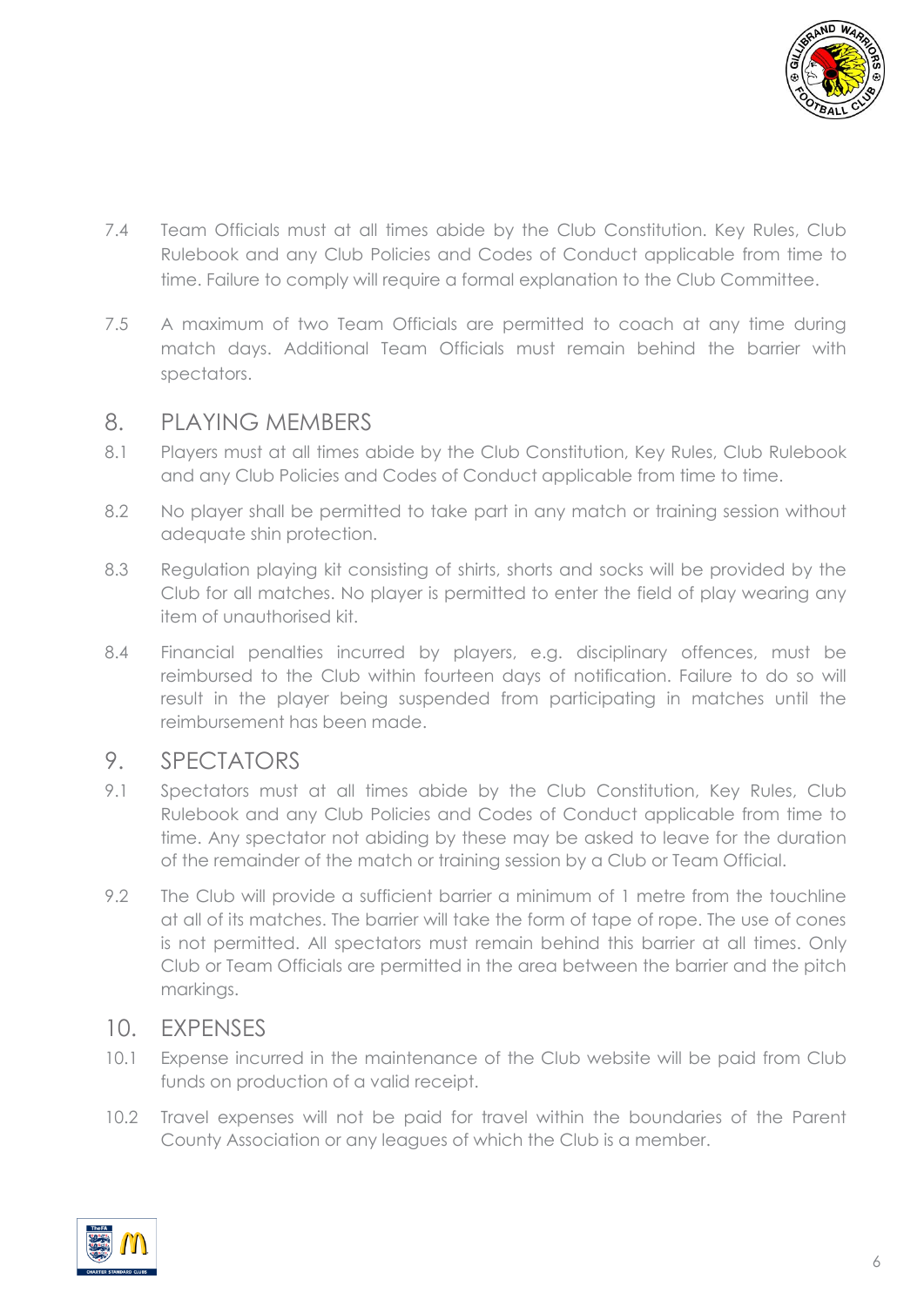7.4 Team Officials must at all times abide by the Club Constitution. Key Rules, Club Rulebook and any Club Policies and Codes of Conduct applicable from time to time. Failure to comply will require a formal explanation to the Club Committee.

7.5 A maximum of two Team Officials are permitted to coach at any time during match days. Additional Team Officials must remain behind the barrier with spectators.

## 8. PLAYING MEMBERS

8.1 Players must at all times abide by the Club Constitution, Key Rules, Club Rulebook and any Club Policies and Codes of Conduct applicable from time to time.

8.2 No player shall be permitted to take part in any match or training session without adequate shin protection.

8.3 Regulation playing kit consisting of shirts, shorts and socks will be provided by the Club for all matches. No player is permitted to enter the field of play wearing any item of unauthorised kit.

8.4 Financial penalties incurred by players, e.g. disciplinary offences, must be reimbursed to the Club within fourteen days of notification. Failure to do so will result in the player being suspended from participating in matches until the reimbursement has been made.

## 9. SPECTATORS

9.1 Spectators must at all times abide by the Club Constitution, Key Rules, Club Rulebook and any Club Policies and Codes of Conduct applicable from time to time. Any spectator not abiding by these may be asked to leave for the duration of the remainder of the match or training session by a Club or Team Official.

9.2 The Club will provide a sufficient barrier a minimum of 1 metre from the touchline at all of its matches. The barrier will take the form of tape of rope. The use of cones is not permitted. All spectators must remain behind this barrier at all times. Only Club or Team Officials are permitted in the area between the barrier and the pitch markings.

## 10. EXPENSES

10.1 Expense incurred in the maintenance of the Club website will be paid from Club funds on production of a valid receipt.

10.2 Travel expenses will not be paid for travel within the boundaries of the Parent County Association or any leagues of which the Club is a member.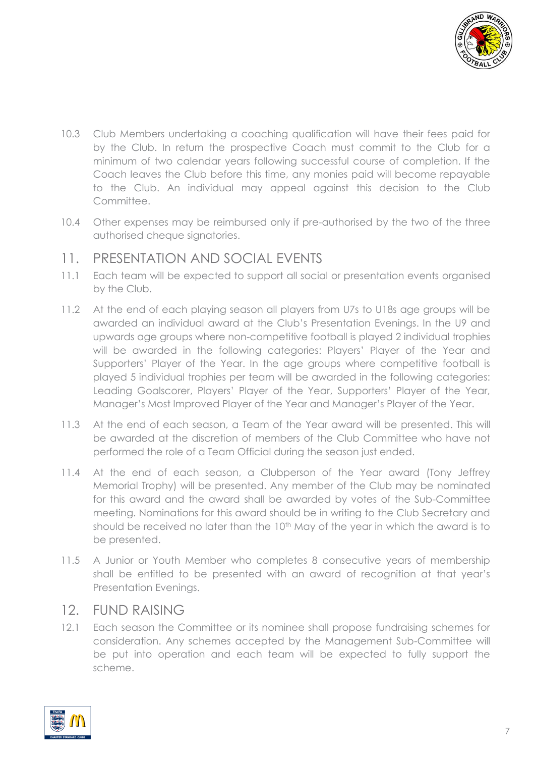10.3 Club Members undertaking a coaching qualification will have their fees paid for by the Club. In return the prospective Coach must commit to the Club for a minimum of two calendar years following successful course of completion. If the Coach leaves the Club before this time, any monies paid will become repayable to the Club. An individual may appeal against this decision to the Club Committee.

10.4 Other expenses may be reimbursed only if pre-authorised by the two of the three authorised cheque signatories.

## 11. PRESENTATION AND SOCIAL EVENTS

11.1 Each team will be expected to support all social or presentation events organised by the Club.

11.2 At the end of each playing season all players from U7s to U18s age groups will be awarded an individual award at the Club's Presentation Evenings. In the U9 and upwards age groups where non-competitive football is played 2 individual trophies will be awarded in the following categories: Players' Player of the Year and Supporters' Player of the Year. In the age groups where competitive football is played 5 individual trophies per team will be awarded in the following categories: Leading Goalscorer, Players' Player of the Year, Supporters' Player of the Year, Manager's Most Improved Player of the Year and Manager's Player of the Year.

11.3 At the end of each season, a Team of the Year award will be presented. This will be awarded at the discretion of members of the Club Committee who have not performed the role of a Team Official during the season just ended.

11.4 At the end of each season, a Clubperson of the Year award (Tony Jeffrey Memorial Trophy) will be presented. Any member of the Club may be nominated for this award and the award shall be awarded by votes of the Sub-Committee meeting. Nominations for this award should be in writing to the Club Secretary and should be received no later than the 10th May of the year in which the award is to be presented.

11.5 A Junior or Youth Member who completes 8 consecutive years of membership shall be entitled to be presented with an award of recognition at that year's Presentation Evenings.

## 12. FUND RAISING

12.1 Each season the Committee or its nominee shall propose fundraising schemes for consideration. Any schemes accepted by the Management Sub-Committee will be put into operation and each team will be expected to fully support the scheme.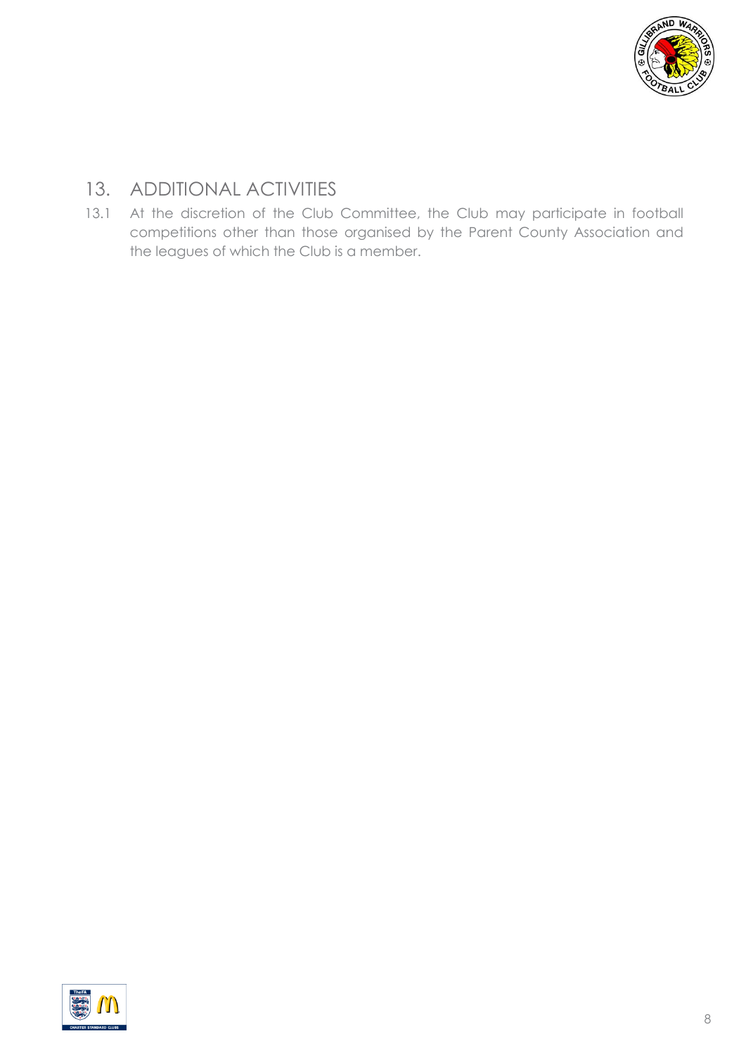## 13. ADDITIONAL ACTIVITIES

13.1 At the discretion of the Club Committee, the Club may participate in football competitions other than those organised by the Parent County Association and the leagues of which the Club is a member.